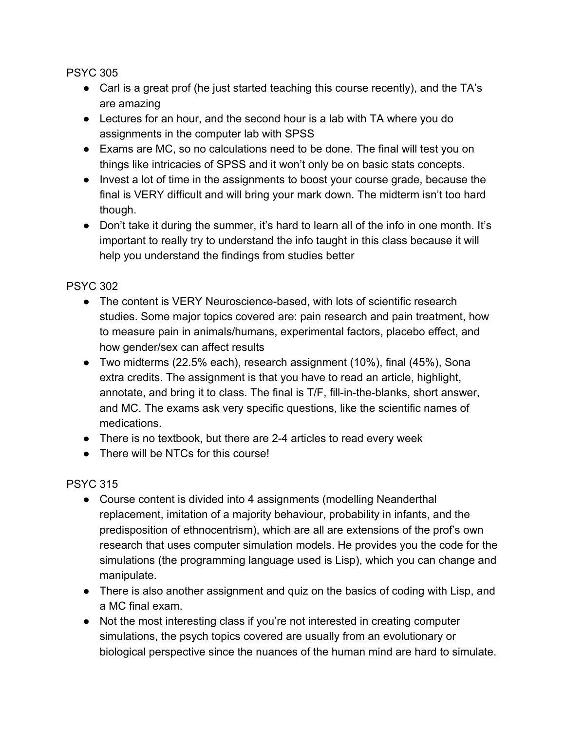PSYC 305

- Carl is a great prof (he just started teaching this course recently), and the TA's are amazing
- Lectures for an hour, and the second hour is a lab with TA where you do assignments in the computer lab with SPSS
- Exams are MC, so no calculations need to be done. The final will test you on things like intricacies of SPSS and it won't only be on basic stats concepts.
- Invest a lot of time in the assignments to boost your course grade, because the final is VERY difficult and will bring your mark down. The midterm isn't too hard though.
- Don't take it during the summer, it's hard to learn all of the info in one month. It's important to really try to understand the info taught in this class because it will help you understand the findings from studies better

PSYC 302

- The content is VERY Neuroscience-based, with lots of scientific research studies. Some major topics covered are: pain research and pain treatment, how to measure pain in animals/humans, experimental factors, placebo effect, and how gender/sex can affect results
- Two midterms (22.5% each), research assignment (10%), final (45%), Sona extra credits. The assignment is that you have to read an article, highlight, annotate, and bring it to class. The final is T/F, fill-in-the-blanks, short answer, and MC. The exams ask very specific questions, like the scientific names of medications.
- There is no textbook, but there are 2-4 articles to read every week
- There will be NTCs for this course!

PSYC 315

- Course content is divided into 4 assignments (modelling Neanderthal replacement, imitation of a majority behaviour, probability in infants, and the predisposition of ethnocentrism), which are all are extensions of the prof's own research that uses computer simulation models. He provides you the code for the simulations (the programming language used is Lisp), which you can change and manipulate.
- There is also another assignment and quiz on the basics of coding with Lisp, and a MC final exam.
- Not the most interesting class if you're not interested in creating computer simulations, the psych topics covered are usually from an evolutionary or biological perspective since the nuances of the human mind are hard to simulate.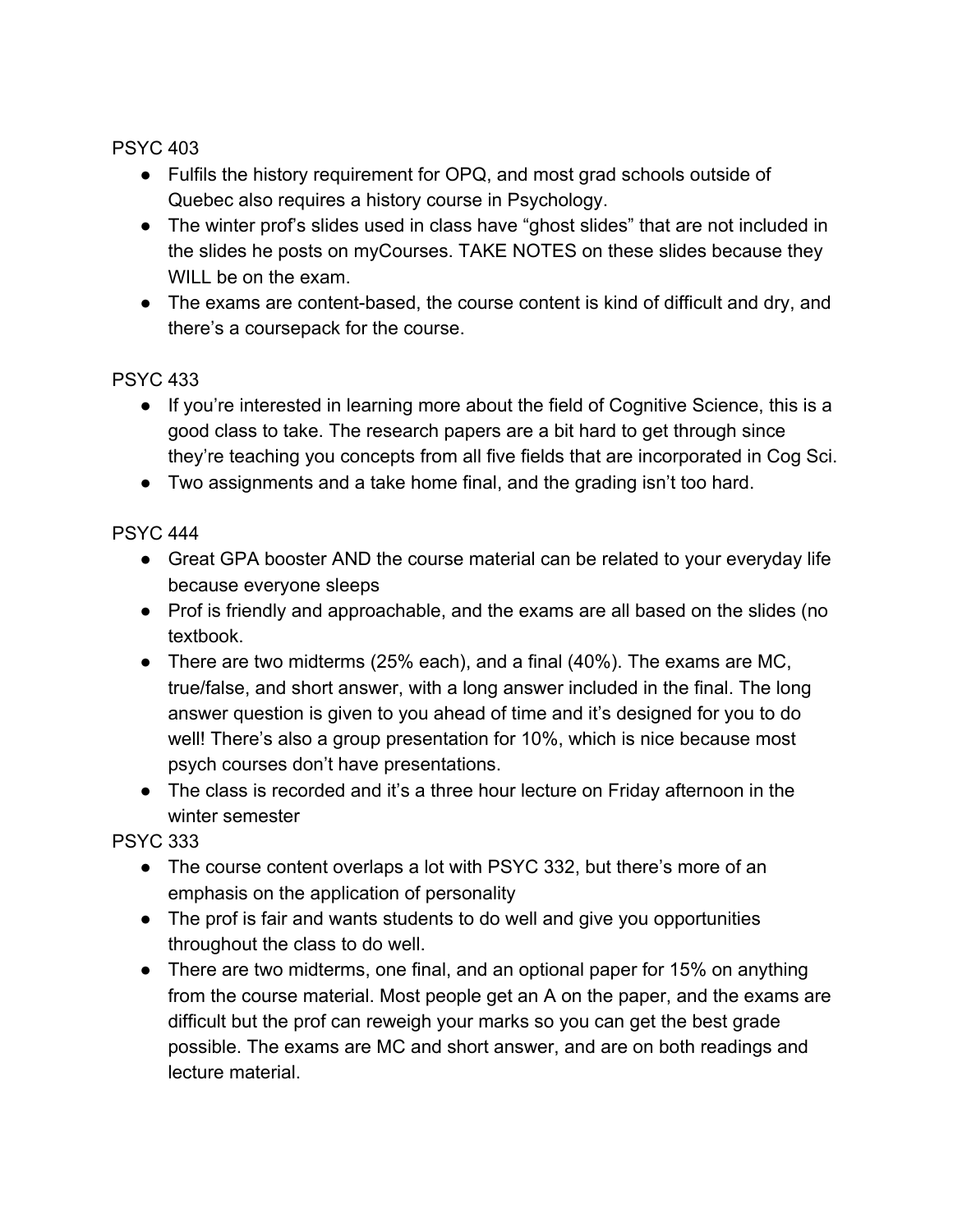PSYC 403

- Fulfils the history requirement for OPQ, and most grad schools outside of Quebec also requires a history course in Psychology.
- The winter prof's slides used in class have "ghost slides" that are not included in the slides he posts on myCourses. TAKE NOTES on these slides because they WILL be on the exam.
- The exams are content-based, the course content is kind of difficult and dry, and there's a coursepack for the course.

PSYC 433

- If you're interested in learning more about the field of Cognitive Science, this is a good class to take. The research papers are a bit hard to get through since they're teaching you concepts from all five fields that are incorporated in Cog Sci.
- Two assignments and a take home final, and the grading isn't too hard.

PSYC 444

- Great GPA booster AND the course material can be related to your everyday life because everyone sleeps
- Prof is friendly and approachable, and the exams are all based on the slides (no textbook.
- There are two midterms (25% each), and a final (40%). The exams are MC, true/false, and short answer, with a long answer included in the final. The long answer question is given to you ahead of time and it's designed for you to do well! There's also a group presentation for 10%, which is nice because most psych courses don't have presentations.
- The class is recorded and it's a three hour lecture on Friday afternoon in the winter semester

PSYC 333

- The course content overlaps a lot with PSYC 332, but there's more of an emphasis on the application of personality
- The prof is fair and wants students to do well and give you opportunities throughout the class to do well.
- There are two midterms, one final, and an optional paper for 15% on anything from the course material. Most people get an A on the paper, and the exams are difficult but the prof can reweigh your marks so you can get the best grade possible. The exams are MC and short answer, and are on both readings and lecture material.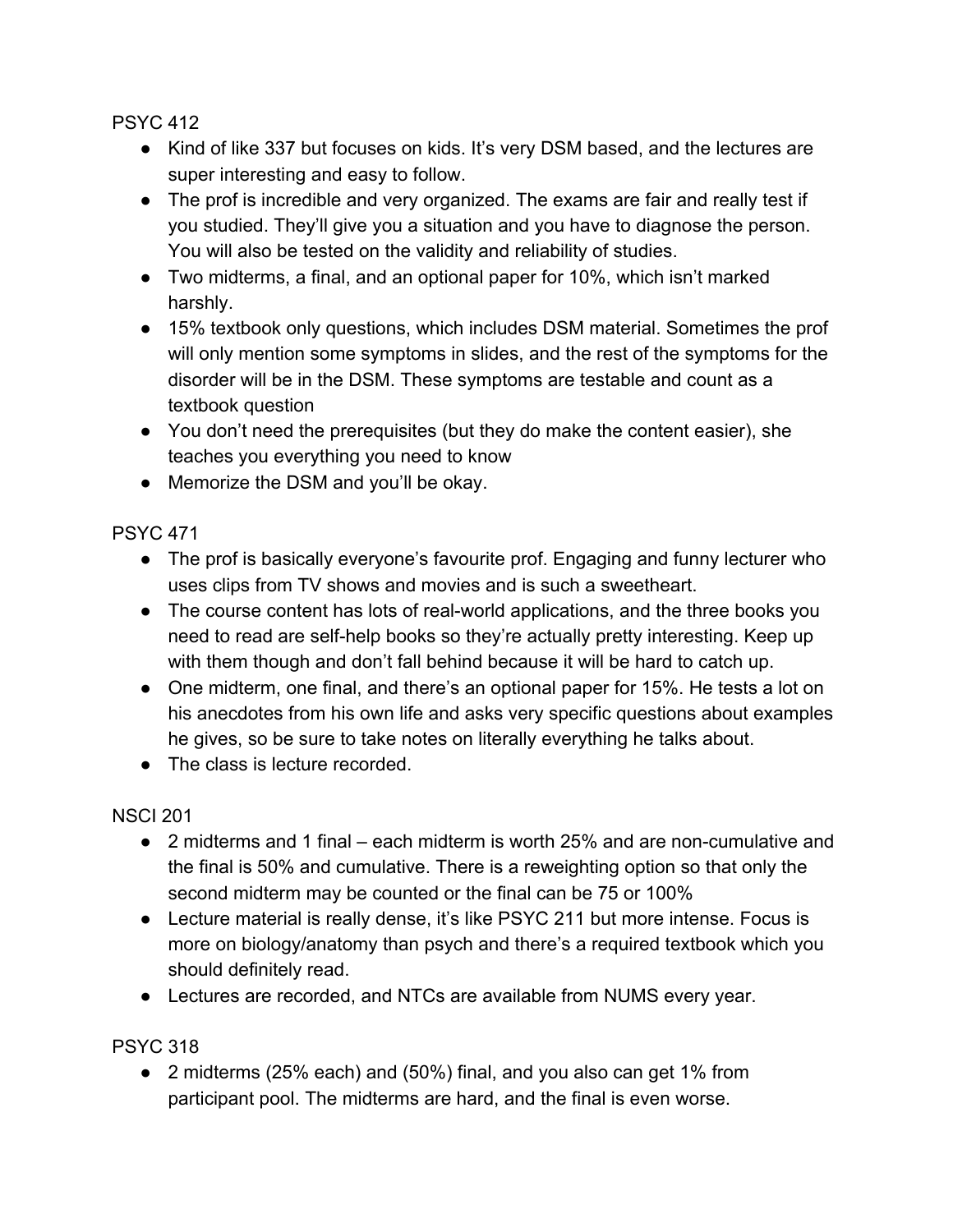PSYC 412

- Kind of like 337 but focuses on kids. It's very DSM based, and the lectures are super interesting and easy to follow.
- The prof is incredible and very organized. The exams are fair and really test if you studied. They'll give you a situation and you have to diagnose the person. You will also be tested on the validity and reliability of studies.
- Two midterms, a final, and an optional paper for 10%, which isn't marked harshly.
- 15% textbook only questions, which includes DSM material. Sometimes the prof will only mention some symptoms in slides, and the rest of the symptoms for the disorder will be in the DSM. These symptoms are testable and count as a textbook question
- You don't need the prerequisites (but they do make the content easier), she teaches you everything you need to know
- Memorize the DSM and you'll be okay.

PSYC 471

- The prof is basically everyone's favourite prof. Engaging and funny lecturer who uses clips from TV shows and movies and is such a sweetheart.
- The course content has lots of real-world applications, and the three books you need to read are self-help books so they're actually pretty interesting. Keep up with them though and don't fall behind because it will be hard to catch up.
- One midterm, one final, and there's an optional paper for 15%. He tests a lot on his anecdotes from his own life and asks very specific questions about examples he gives, so be sure to take notes on literally everything he talks about.
- The class is lecture recorded.

NSCI 201

- 2 midterms and 1 final – each midterm is worth 25% and are non-cumulative and the final is 50% and cumulative. There is a reweighting option so that only the second midterm may be counted or the final can be 75 or 100%
- Lecture material is really dense, it's like PSYC 211 but more intense. Focus is more on biology/anatomy than psych and there's a required textbook which you should definitely read.
- Lectures are recorded, and NTCs are available from NUMS every year.

PSYC 318

- 2 midterms (25% each) and (50%) final, and you also can get 1% from participant pool. The midterms are hard, and the final is even worse.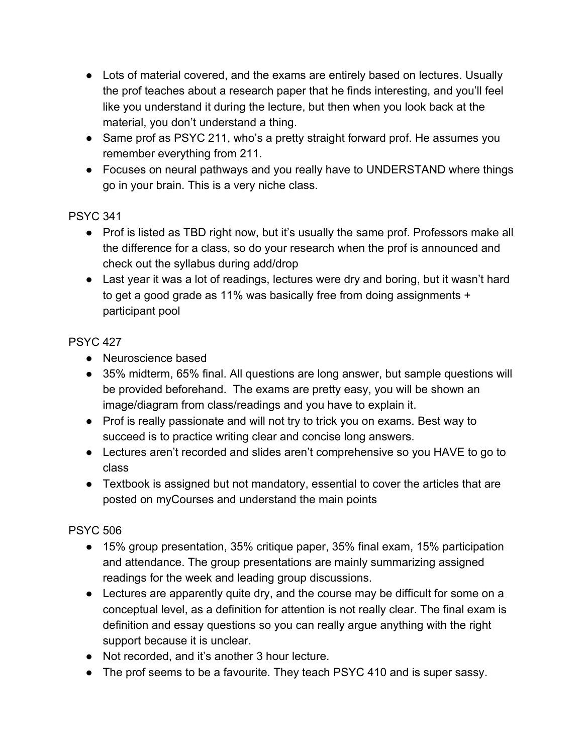- Lots of material covered, and the exams are entirely based on lectures. Usually the prof teaches about a research paper that he finds interesting, and you'll feel like you understand it during the lecture, but then when you look back at the material, you don't understand a thing.
- Same prof as PSYC 211, who's a pretty straight forward prof. He assumes you remember everything from 211.
- Focuses on neural pathways and you really have to UNDERSTAND where things go in your brain. This is a very niche class.

PSYC 341

- Prof is listed as TBD right now, but it's usually the same prof. Professors make all the difference for a class, so do your research when the prof is announced and check out the syllabus during add/drop
- Last year it was a lot of readings, lectures were dry and boring, but it wasn't hard to get a good grade as 11% was basically free from doing assignments + participant pool

PSYC 427

- Neuroscience based
- 35% midterm, 65% final. All questions are long answer, but sample questions will be provided beforehand. The exams are pretty easy, you will be shown an image/diagram from class/readings and you have to explain it.
- Prof is really passionate and will not try to trick you on exams. Best way to succeed is to practice writing clear and concise long answers.
- Lectures aren't recorded and slides aren't comprehensive so you HAVE to go to class
- Textbook is assigned but not mandatory, essential to cover the articles that are posted on myCourses and understand the main points

PSYC 506

- 15% group presentation, 35% critique paper, 35% final exam, 15% participation and attendance. The group presentations are mainly summarizing assigned readings for the week and leading group discussions.
- Lectures are apparently quite dry, and the course may be difficult for some on a conceptual level, as a definition for attention is not really clear. The final exam is definition and essay questions so you can really argue anything with the right support because it is unclear.
- Not recorded, and it's another 3 hour lecture.
- The prof seems to be a favourite. They teach PSYC 410 and is super sassy.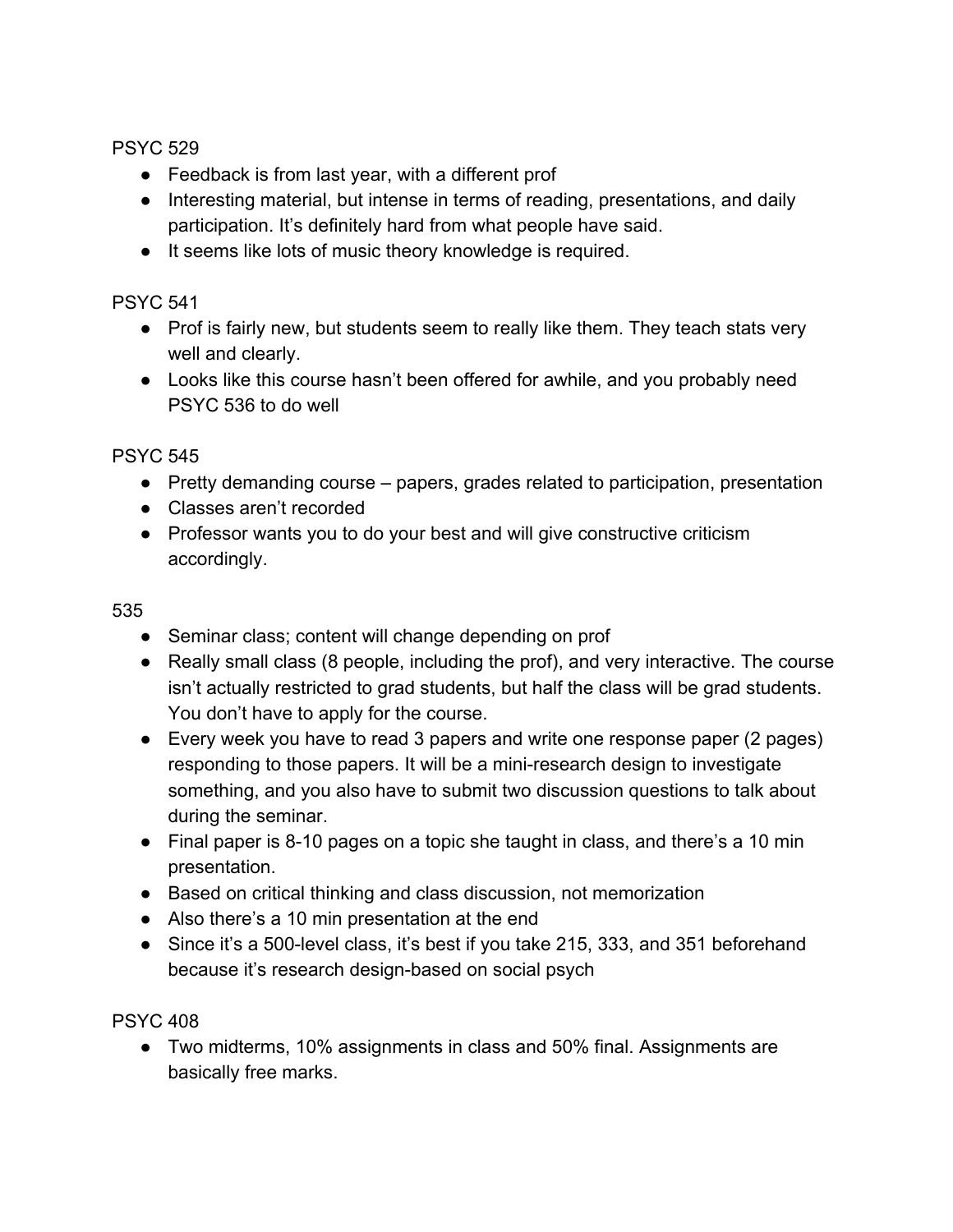PSYC 529

- Feedback is from last year, with a different prof
- Interesting material, but intense in terms of reading, presentations, and daily participation. It's definitely hard from what people have said.
- It seems like lots of music theory knowledge is required.

PSYC 541

- Prof is fairly new, but students seem to really like them. They teach stats very well and clearly.
- Looks like this course hasn't been offered for awhile, and you probably need PSYC 536 to do well

PSYC 545

- Pretty demanding course – papers, grades related to participation, presentation
- Classes aren't recorded
- Professor wants you to do your best and will give constructive criticism accordingly.

535

- Seminar class; content will change depending on prof
- Really small class (8 people, including the prof), and very interactive. The course isn't actually restricted to grad students, but half the class will be grad students. You don't have to apply for the course.
- Every week you have to read 3 papers and write one response paper (2 pages) responding to those papers. It will be a mini-research design to investigate something, and you also have to submit two discussion questions to talk about during the seminar.
- Final paper is 8-10 pages on a topic she taught in class, and there's a 10 min presentation.
- Based on critical thinking and class discussion, not memorization
- Also there's a 10 min presentation at the end
- Since it's a 500-level class, it's best if you take 215, 333, and 351 beforehand because it's research design-based on social psych

PSYC 408

- Two midterms, 10% assignments in class and 50% final. Assignments are basically free marks.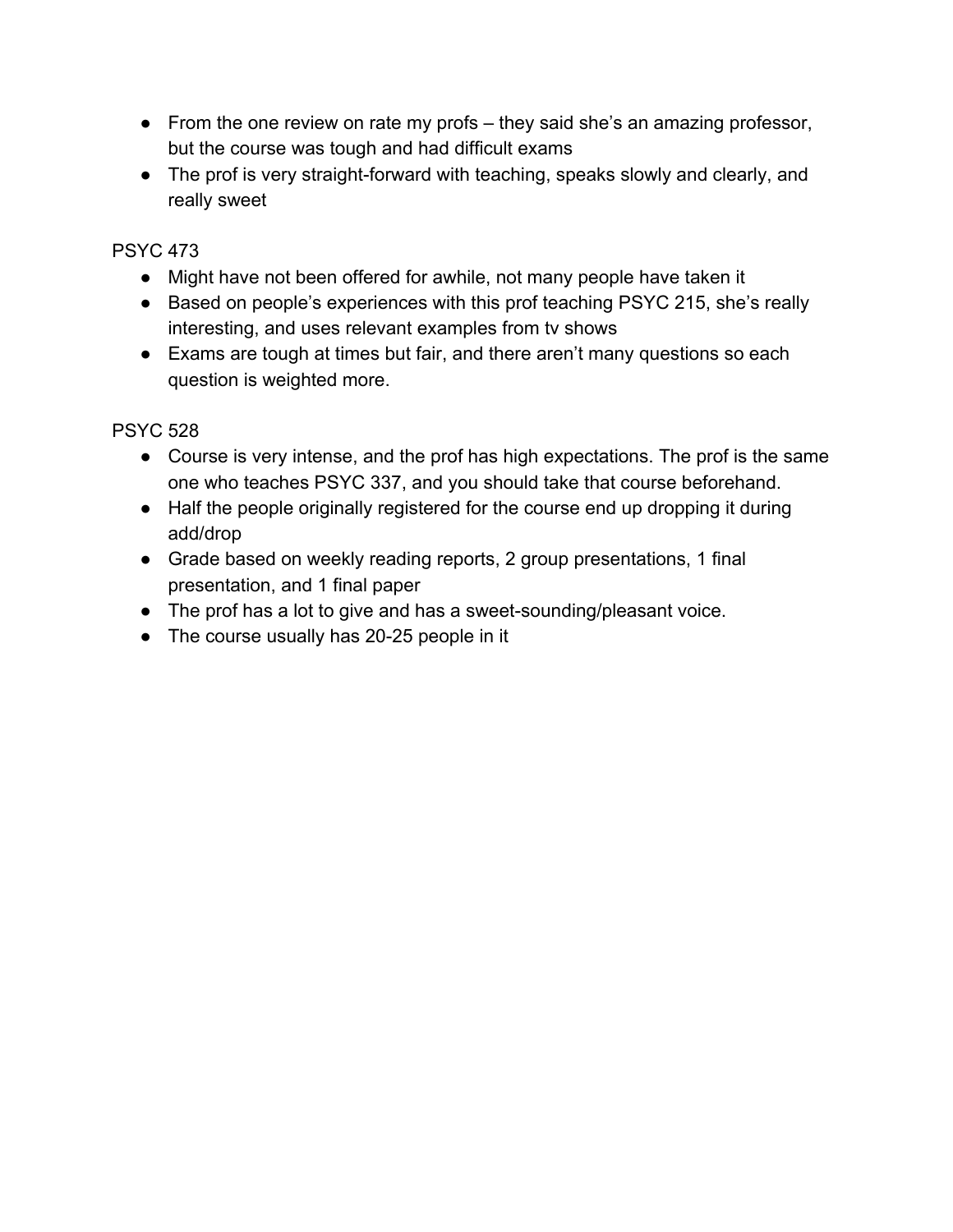- From the one review on rate my profs – they said she's an amazing professor, but the course was tough and had difficult exams
- The prof is very straight-forward with teaching, speaks slowly and clearly, and really sweet

PSYC 473

- Might have not been offered for awhile, not many people have taken it
- Based on people's experiences with this prof teaching PSYC 215, she's really interesting, and uses relevant examples from tv shows
- Exams are tough at times but fair, and there aren't many questions so each question is weighted more.

PSYC 528

- Course is very intense, and the prof has high expectations. The prof is the same one who teaches PSYC 337, and you should take that course beforehand.
- Half the people originally registered for the course end up dropping it during add/drop
- Grade based on weekly reading reports, 2 group presentations, 1 final presentation, and 1 final paper
- The prof has a lot to give and has a sweet-sounding/pleasant voice.
- The course usually has 20-25 people in it